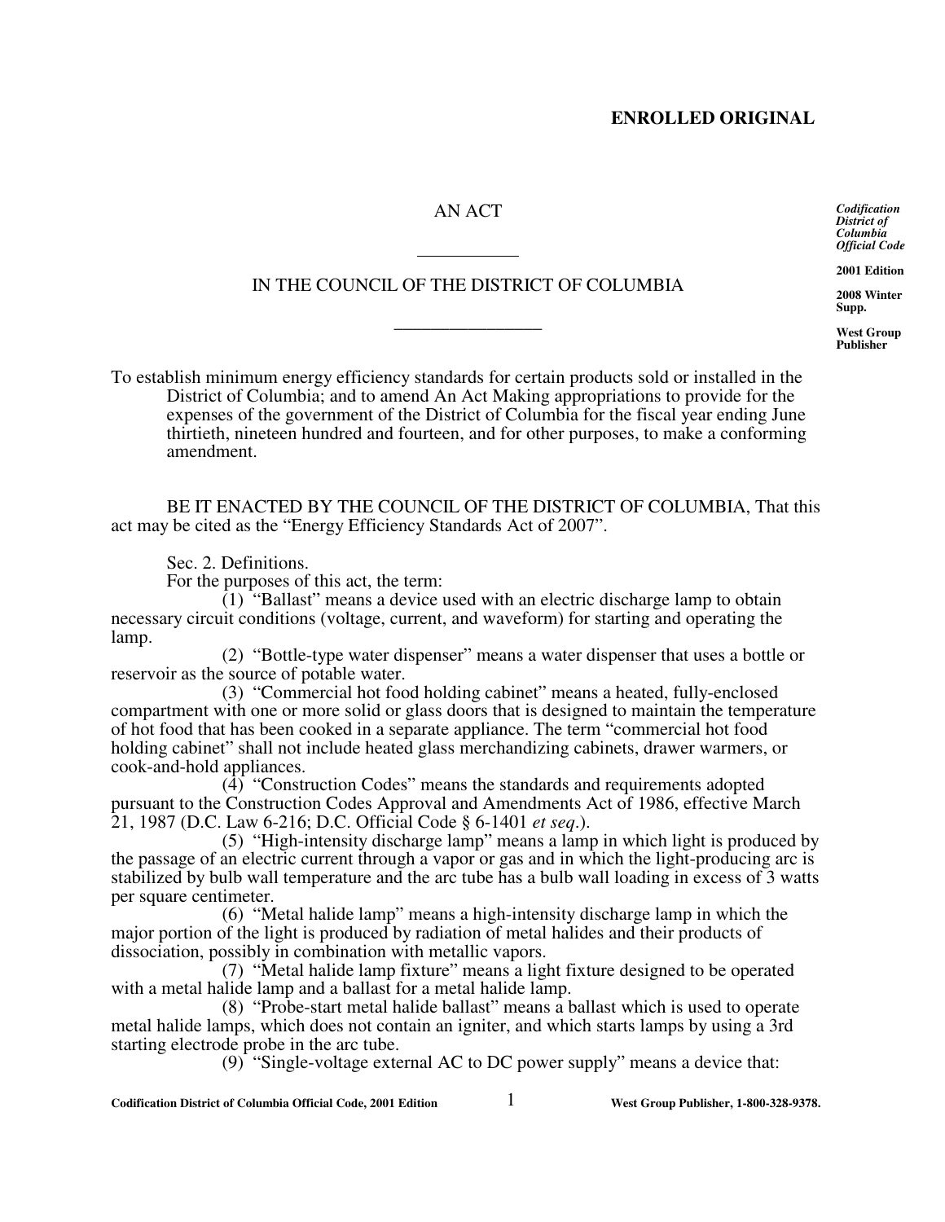**ENROLLED ORIGINAL**

AN ACT

IN THE COUNCIL OF THE DISTRICT OF COLUMBIA

*Codification District of Columbia Official Code*

**2001 Edition**

**2008 Winter Supp.**

**West Group Publisher**

To establish minimum energy efficiency standards for certain products sold or installed in the District of Columbia; and to amend An Act Making appropriations to provide for the expenses of the government of the District of Columbia for the fiscal year ending June thirtieth, nineteen hundred and fourteen, and for other purposes, to make a conforming amendment.

BE IT ENACTED BY THE COUNCIL OF THE DISTRICT OF COLUMBIA, That this act may be cited as the "Energy Efficiency Standards Act of 2007".

Sec. 2. Definitions.

For the purposes of this act, the term:

(1) "Ballast" means a device used with an electric discharge lamp to obtain necessary circuit conditions (voltage, current, and waveform) for starting and operating the lamp.

(2) "Bottle-type water dispenser" means a water dispenser that uses a bottle or reservoir as the source of potable water.

(3) "Commercial hot food holding cabinet" means a heated, fully-enclosed compartment with one or more solid or glass doors that is designed to maintain the temperature of hot food that has been cooked in a separate appliance. The term "commercial hot food holding cabinet" shall not include heated glass merchandizing cabinets, drawer warmers, or cook-and-hold appliances.

(4) "Construction Codes" means the standards and requirements adopted pursuant to the Construction Codes Approval and Amendments Act of 1986, effective March 21, 1987 (D.C. Law 6-216; D.C. Official Code § 6-1401 *et seq.*).

(5) "High-intensity discharge lamp" means a lamp in which light is produced by the passage of an electric current through a vapor or gas and in which the light-producing arc is stabilized by bulb wall temperature and the arc tube has a bulb wall loading in excess of 3 watts per square centimeter.

(6) "Metal halide lamp" means a high-intensity discharge lamp in which the major portion of the light is produced by radiation of metal halides and their products of dissociation, possibly in combination with metallic vapors.

(7) "Metal halide lamp fixture" means a light fixture designed to be operated with a metal halide lamp and a ballast for a metal halide lamp.

(8) "Probe-start metal halide ballast" means a ballast which is used to operate metal halide lamps, which does not contain an igniter, and which starts lamps by using a 3rd starting electrode probe in the arc tube.

(9) "Single-voltage external AC to DC power supply" means a device that: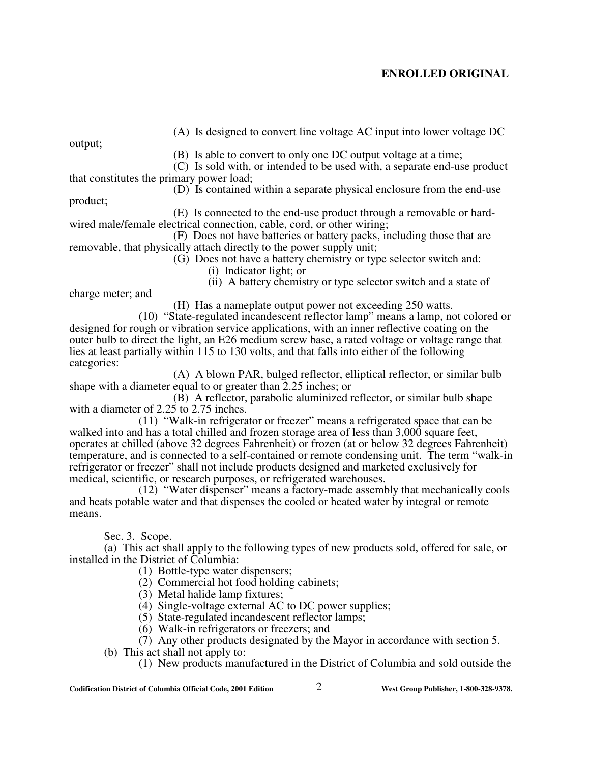**ENROLLED ORIGINAL**

(A) Is designed to convert line voltage AC input into lower voltage DC output;

(B) Is able to convert to only one DC output voltage at a time;

(C) Is sold with, or intended to be used with, a separate end-use product that constitutes the primary power load;

(D) Is contained within a separate physical enclosure from the end-use product;

(E) Is connected to the end-use product through a removable or hard-wired male/female electrical connection, cable, cord, or other wiring;

(F) Does not have batteries or battery packs, including those that are removable, that physically attach directly to the power supply unit;

(G) Does not have a battery chemistry or type selector switch and:

(i) Indicator light; or

(ii) A battery chemistry or type selector switch and a state of charge meter; and

(H) Has a nameplate output power not exceeding 250 watts.

(10) "State-regulated incandescent reflector lamp" means a lamp, not colored or designed for rough or vibration service applications, with an inner reflective coating on the outer bulb to direct the light, an E26 medium screw base, a rated voltage or voltage range that lies at least partially within 115 to 130 volts, and that falls into either of the following categories:

(A) A blown PAR, bulged reflector, elliptical reflector, or similar bulb shape with a diameter equal to or greater than 2.25 inches; or

(B) A reflector, parabolic aluminized reflector, or similar bulb shape with a diameter of 2.25 to 2.75 inches.

(11) "Walk-in refrigerator or freezer" means a refrigerated space that can be walked into and has a total chilled and frozen storage area of less than 3,000 square feet, operates at chilled (above 32 degrees Fahrenheit) or frozen (at or below 32 degrees Fahrenheit) temperature, and is connected to a self-contained or remote condensing unit. The term "walk-in refrigerator or freezer" shall not include products designed and marketed exclusively for medical, scientific, or research purposes, or refrigerated warehouses.

(12) "Water dispenser" means a factory-made assembly that mechanically cools and heats potable water and that dispenses the cooled or heated water by integral or remote means.

Sec. 3. Scope.

(a) This act shall apply to the following types of new products sold, offered for sale, or installed in the District of Columbia:

(1) Bottle-type water dispensers;

(2) Commercial hot food holding cabinets;

(3) Metal halide lamp fixtures;

(4) Single-voltage external AC to DC power supplies;

(5) State-regulated incandescent reflector lamps;

(6) Walk-in refrigerators or freezers; and

(7) Any other products designated by the Mayor in accordance with section 5.

(b) This act shall not apply to:

(1) New products manufactured in the District of Columbia and sold outside the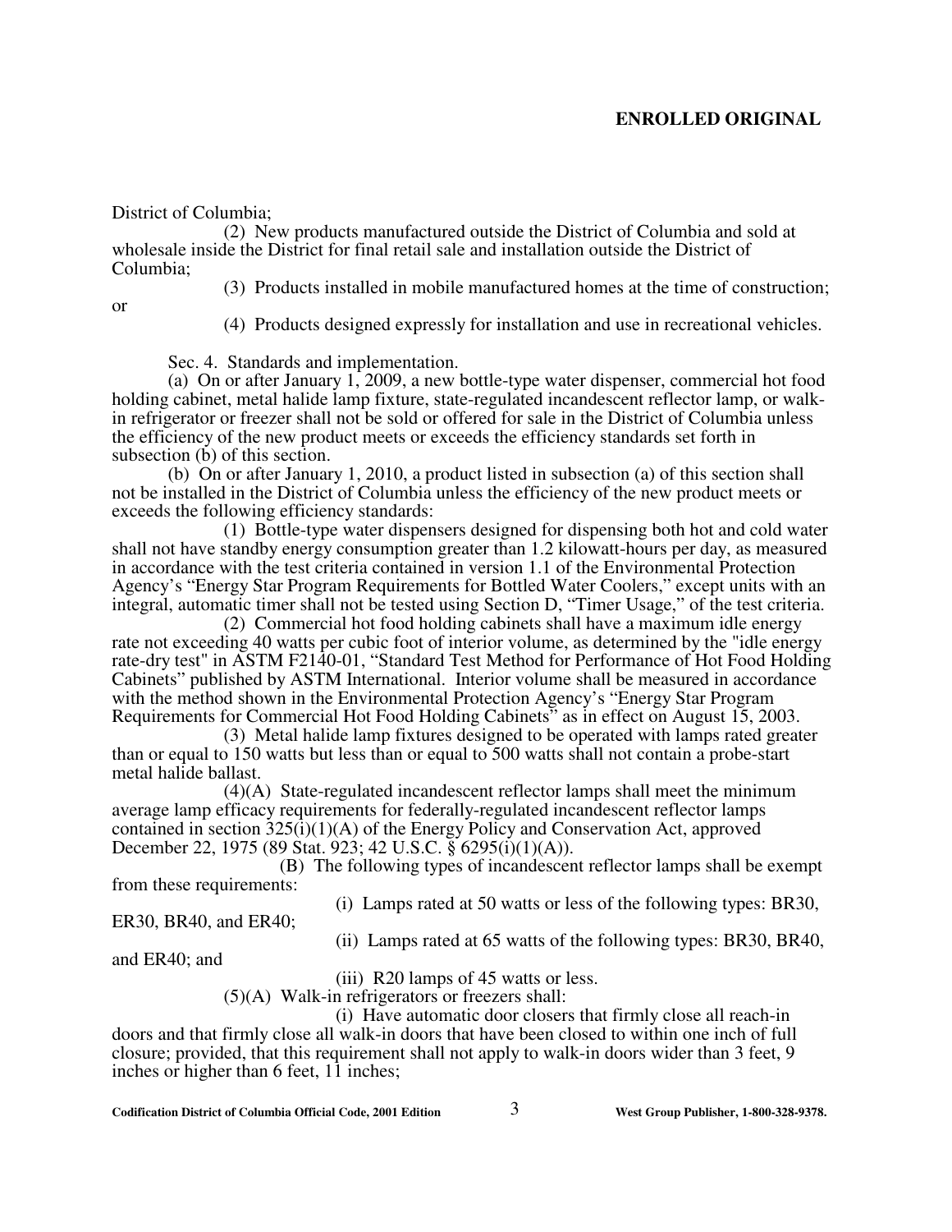District of Columbia;

(2) New products manufactured outside the District of Columbia and sold at wholesale inside the District for final retail sale and installation outside the District of Columbia;

(3) Products installed in mobile manufactured homes at the time of construction; or

(4) Products designed expressly for installation and use in recreational vehicles.

Sec. 4. Standards and implementation.

(a) On or after January 1, 2009, a new bottle-type water dispenser, commercial hot food holding cabinet, metal halide lamp fixture, state-regulated incandescent reflector lamp, or walk-in refrigerator or freezer shall not be sold or offered for sale in the District of Columbia unless the efficiency of the new product meets or exceeds the efficiency standards set forth in subsection (b) of this section.

(b) On or after January 1, 2010, a product listed in subsection (a) of this section shall not be installed in the District of Columbia unless the efficiency of the new product meets or exceeds the following efficiency standards:

(1) Bottle-type water dispensers designed for dispensing both hot and cold water shall not have standby energy consumption greater than 1.2 kilowatt-hours per day, as measured in accordance with the test criteria contained in version 1.1 of the Environmental Protection Agency's "Energy Star Program Requirements for Bottled Water Coolers," except units with an integral, automatic timer shall not be tested using Section D, "Timer Usage," of the test criteria.

(2) Commercial hot food holding cabinets shall have a maximum idle energy rate not exceeding 40 watts per cubic foot of interior volume, as determined by the "idle energy rate-dry test" in ASTM F2140-01, "Standard Test Method for Performance of Hot Food Holding Cabinets" published by ASTM International. Interior volume shall be measured in accordance with the method shown in the Environmental Protection Agency's "Energy Star Program Requirements for Commercial Hot Food Holding Cabinets" as in effect on August 15, 2003.

(3) Metal halide lamp fixtures designed to be operated with lamps rated greater than or equal to 150 watts but less than or equal to 500 watts shall not contain a probe-start metal halide ballast.

(4)(A) State-regulated incandescent reflector lamps shall meet the minimum average lamp efficacy requirements for federally-regulated incandescent reflector lamps contained in section 325(i)(1)(A) of the Energy Policy and Conservation Act, approved December 22, 1975 (89 Stat. 923; 42 U.S.C. § 6295(i)(1)(A)).

(B) The following types of incandescent reflector lamps shall be exempt from these requirements:

(i) Lamps rated at 50 watts or less of the following types: BR30, ER30, BR40, and ER40;

(ii) Lamps rated at 65 watts of the following types: BR30, BR40, and ER40; and

(iii) R20 lamps of 45 watts or less.

(5)(A) Walk-in refrigerators or freezers shall:

(i) Have automatic door closers that firmly close all reach-in doors and that firmly close all walk-in doors that have been closed to within one inch of full closure; provided, that this requirement shall not apply to walk-in doors wider than 3 feet, 9 inches or higher than 6 feet, 11 inches;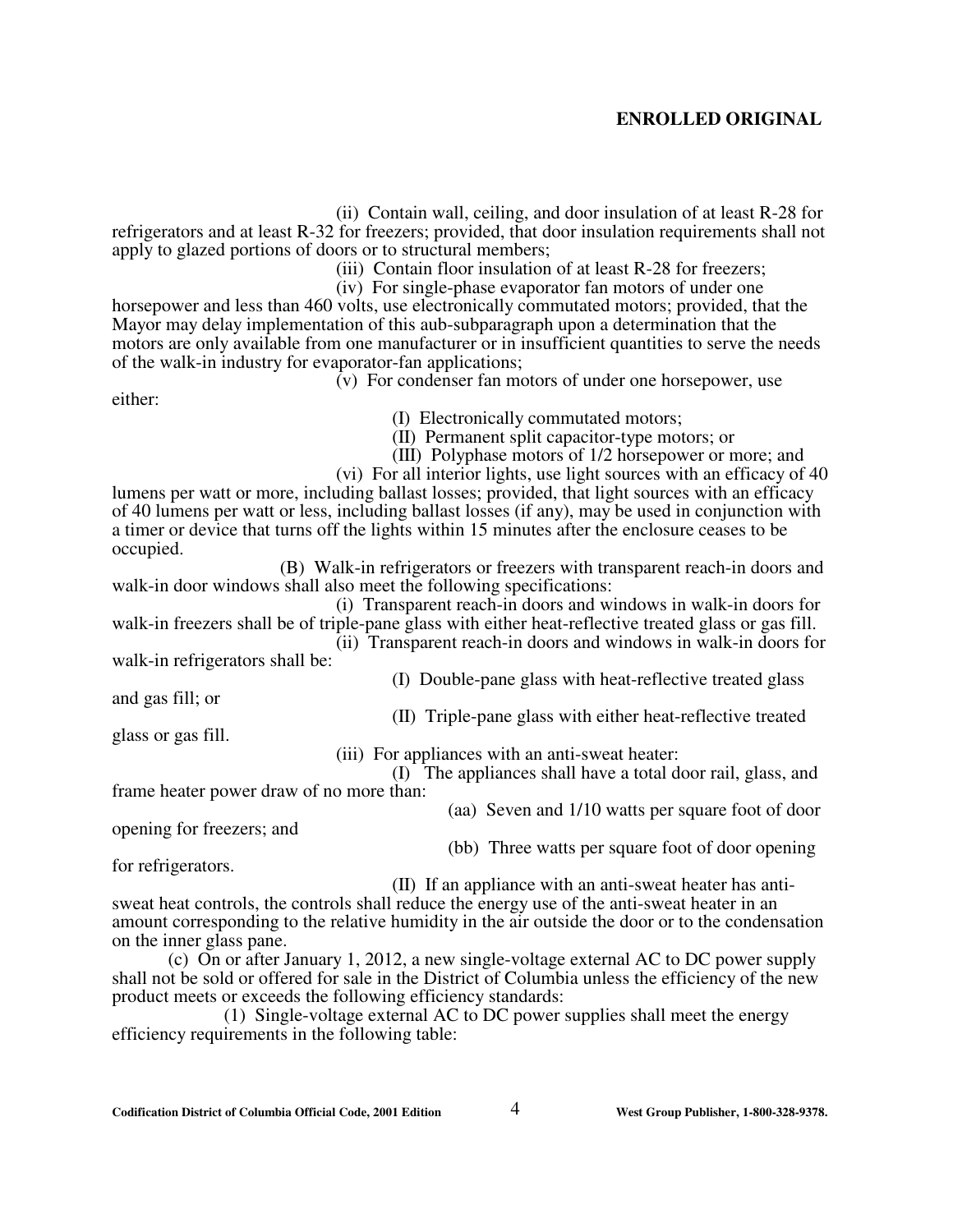(ii) Contain wall, ceiling, and door insulation of at least R-28 for refrigerators and at least R-32 for freezers; provided, that door insulation requirements shall not apply to glazed portions of doors or to structural members;

(iii) Contain floor insulation of at least R-28 for freezers;

(iv) For single-phase evaporator fan motors of under one horsepower and less than 460 volts, use electronically commutated motors; provided, that the Mayor may delay implementation of this aub-subparagraph upon a determination that the motors are only available from one manufacturer or in insufficient quantities to serve the needs of the walk-in industry for evaporator-fan applications;

(v) For condenser fan motors of under one horsepower, use either:

(I) Electronically commutated motors;

(II) Permanent split capacitor-type motors; or

(III) Polyphase motors of 1/2 horsepower or more; and

(vi) For all interior lights, use light sources with an efficacy of 40 lumens per watt or more, including ballast losses; provided, that light sources with an efficacy of 40 lumens per watt or less, including ballast losses (if any), may be used in conjunction with a timer or device that turns off the lights within 15 minutes after the enclosure ceases to be occupied.

(B) Walk-in refrigerators or freezers with transparent reach-in doors and walk-in door windows shall also meet the following specifications:

(i) Transparent reach-in doors and windows in walk-in doors for walk-in freezers shall be of triple-pane glass with either heat-reflective treated glass or gas fill.

(ii) Transparent reach-in doors and windows in walk-in doors for walk-in refrigerators shall be:

(I) Double-pane glass with heat-reflective treated glass and gas fill; or

(II) Triple-pane glass with either heat-reflective treated glass or gas fill.

(iii) For appliances with an anti-sweat heater:

(I) The appliances shall have a total door rail, glass, and frame heater power draw of no more than:

(aa) Seven and 1/10 watts per square foot of door opening for freezers; and

(bb) Three watts per square foot of door opening for refrigerators.

(II) If an appliance with an anti-sweat heater has anti-sweat heat controls, the controls shall reduce the energy use of the anti-sweat heater in an amount corresponding to the relative humidity in the air outside the door or to the condensation on the inner glass pane.

(c) On or after January 1, 2012, a new single-voltage external AC to DC power supply shall not be sold or offered for sale in the District of Columbia unless the efficiency of the new product meets or exceeds the following efficiency standards:

(1) Single-voltage external AC to DC power supplies shall meet the energy efficiency requirements in the following table: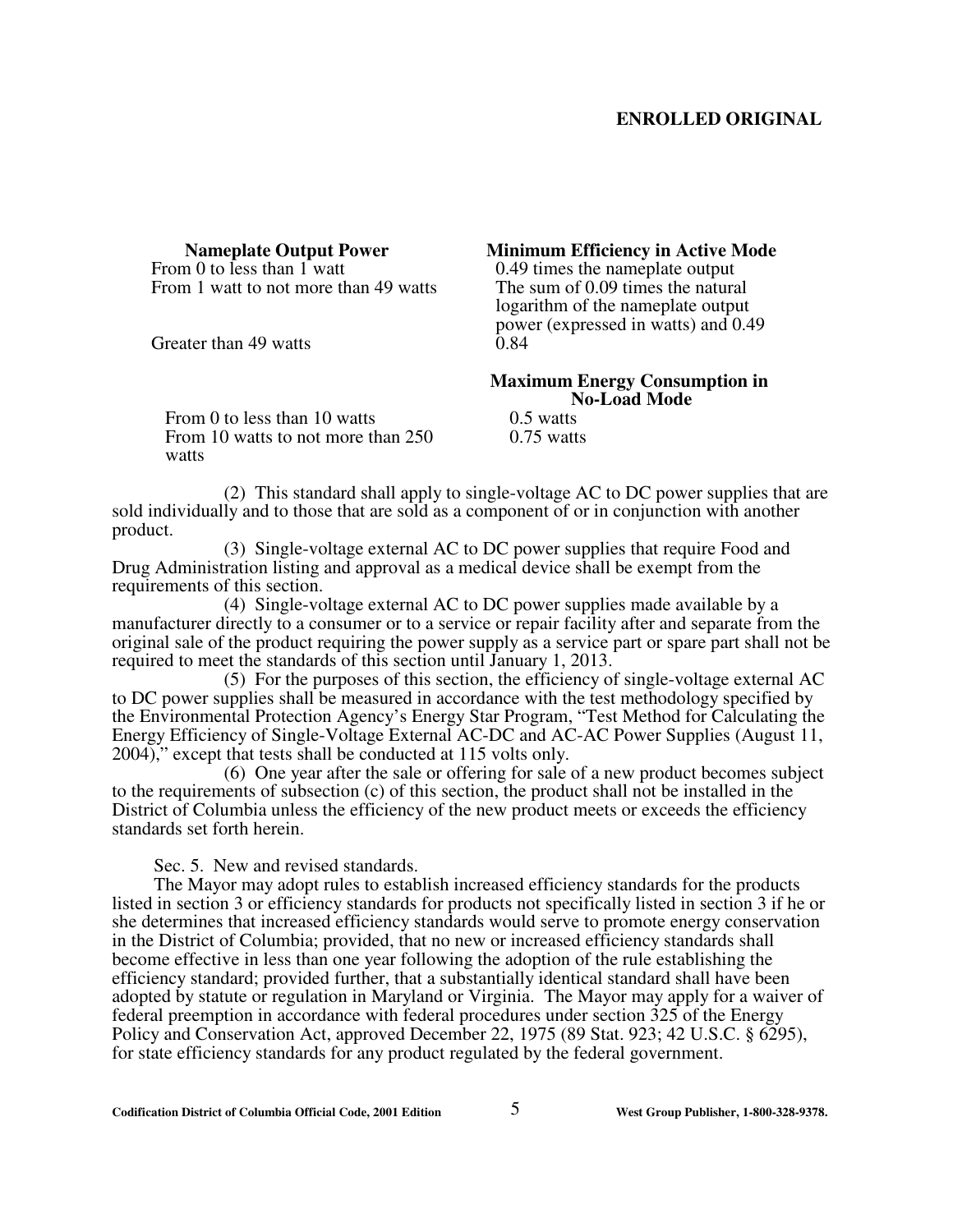| Nameplate Output Power | Minimum Efficiency in Active Mode |
|---|---|
| From 0 to less than 1 watt | 0.49 times the nameplate output |
| From 1 watt to not more than 49 watts | The sum of 0.09 times the natural logarithm of the nameplate output power (expressed in watts) and 0.49 |
| Greater than 49 watts | 0.84 |

| | Maximum Energy Consumption in No-Load Mode |
|---|---|
| From 0 to less than 10 watts | 0.5 watts |
| From 10 watts to not more than 250 watts | 0.75 watts |

(2) This standard shall apply to single-voltage AC to DC power supplies that are sold individually and to those that are sold as a component of or in conjunction with another product.

(3) Single-voltage external AC to DC power supplies that require Food and Drug Administration listing and approval as a medical device shall be exempt from the requirements of this section.

(4) Single-voltage external AC to DC power supplies made available by a manufacturer directly to a consumer or to a service or repair facility after and separate from the original sale of the product requiring the power supply as a service part or spare part shall not be required to meet the standards of this section until January 1, 2013.

(5) For the purposes of this section, the efficiency of single-voltage external AC to DC power supplies shall be measured in accordance with the test methodology specified by the Environmental Protection Agency's Energy Star Program, "Test Method for Calculating the Energy Efficiency of Single-Voltage External AC-DC and AC-AC Power Supplies (August 11, 2004)," except that tests shall be conducted at 115 volts only.

(6) One year after the sale or offering for sale of a new product becomes subject to the requirements of subsection (c) of this section, the product shall not be installed in the District of Columbia unless the efficiency of the new product meets or exceeds the efficiency standards set forth herein.

Sec. 5. New and revised standards.

The Mayor may adopt rules to establish increased efficiency standards for the products listed in section 3 or efficiency standards for products not specifically listed in section 3 if he or she determines that increased efficiency standards would serve to promote energy conservation in the District of Columbia; provided, that no new or increased efficiency standards shall become effective in less than one year following the adoption of the rule establishing the efficiency standard; provided further, that a substantially identical standard shall have been adopted by statute or regulation in Maryland or Virginia. The Mayor may apply for a waiver of federal preemption in accordance with federal procedures under section 325 of the Energy Policy and Conservation Act, approved December 22, 1975 (89 Stat. 923; 42 U.S.C. § 6295), for state efficiency standards for any product regulated by the federal government.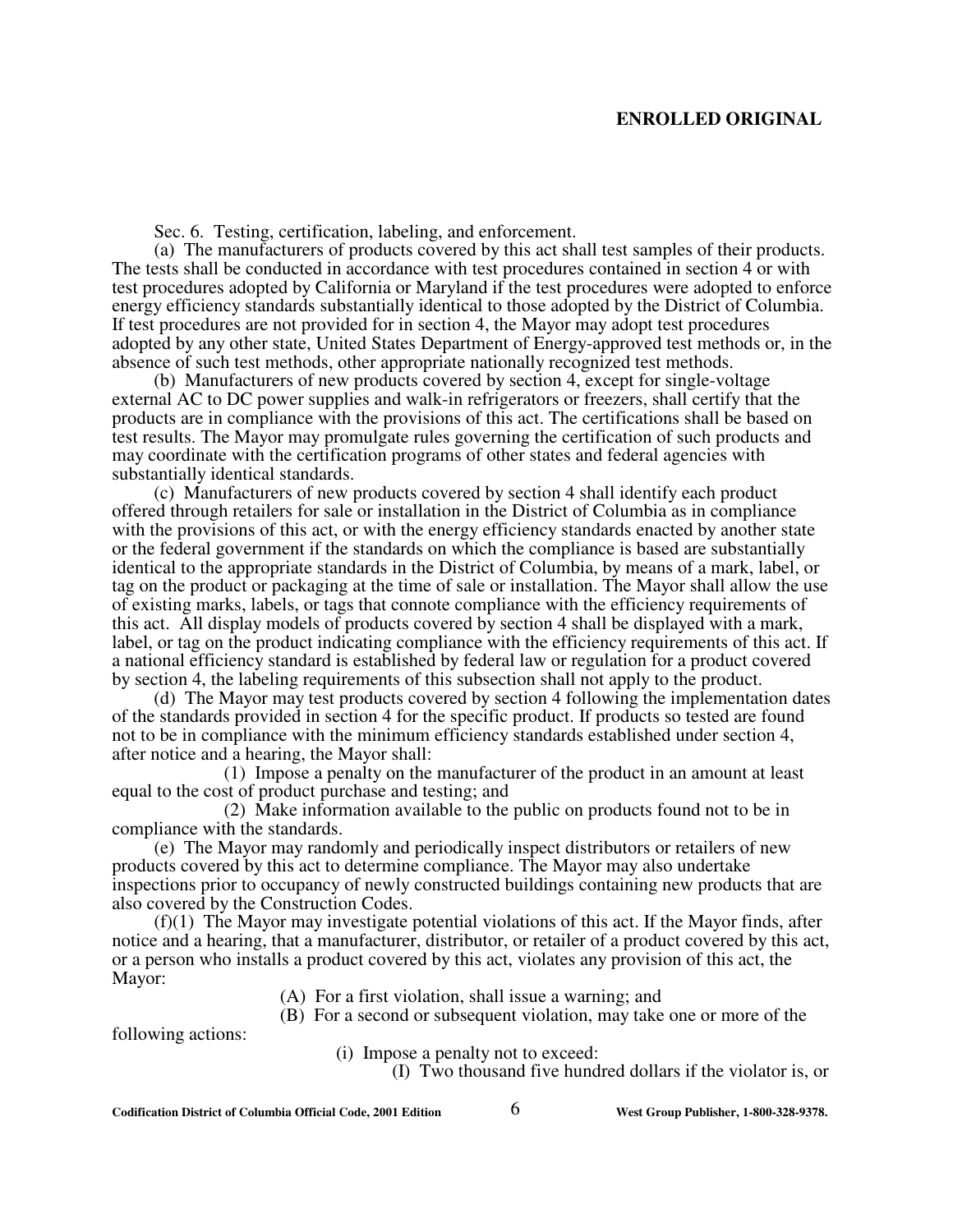Sec. 6. Testing, certification, labeling, and enforcement.

(a) The manufacturers of products covered by this act shall test samples of their products. The tests shall be conducted in accordance with test procedures contained in section 4 or with test procedures adopted by California or Maryland if the test procedures were adopted to enforce energy efficiency standards substantially identical to those adopted by the District of Columbia. If test procedures are not provided for in section 4, the Mayor may adopt test procedures adopted by any other state, United States Department of Energy-approved test methods or, in the absence of such test methods, other appropriate nationally recognized test methods.

(b) Manufacturers of new products covered by section 4, except for single-voltage external AC to DC power supplies and walk-in refrigerators or freezers, shall certify that the products are in compliance with the provisions of this act. The certifications shall be based on test results. The Mayor may promulgate rules governing the certification of such products and may coordinate with the certification programs of other states and federal agencies with substantially identical standards.

(c) Manufacturers of new products covered by section 4 shall identify each product offered through retailers for sale or installation in the District of Columbia as in compliance with the provisions of this act, or with the energy efficiency standards enacted by another state or the federal government if the standards on which the compliance is based are substantially identical to the appropriate standards in the District of Columbia, by means of a mark, label, or tag on the product or packaging at the time of sale or installation. The Mayor shall allow the use of existing marks, labels, or tags that connote compliance with the efficiency requirements of this act. All display models of products covered by section 4 shall be displayed with a mark, label, or tag on the product indicating compliance with the efficiency requirements of this act. If a national efficiency standard is established by federal law or regulation for a product covered by section 4, the labeling requirements of this subsection shall not apply to the product.

(d) The Mayor may test products covered by section 4 following the implementation dates of the standards provided in section 4 for the specific product. If products so tested are found not to be in compliance with the minimum efficiency standards established under section 4, after notice and a hearing, the Mayor shall:

(1) Impose a penalty on the manufacturer of the product in an amount at least equal to the cost of product purchase and testing; and

(2) Make information available to the public on products found not to be in compliance with the standards.

(e) The Mayor may randomly and periodically inspect distributors or retailers of new products covered by this act to determine compliance. The Mayor may also undertake inspections prior to occupancy of newly constructed buildings containing new products that are also covered by the Construction Codes.

(f)(1) The Mayor may investigate potential violations of this act. If the Mayor finds, after notice and a hearing, that a manufacturer, distributor, or retailer of a product covered by this act, or a person who installs a product covered by this act, violates any provision of this act, the Mayor:

(A) For a first violation, shall issue a warning; and

(B) For a second or subsequent violation, may take one or more of the following actions:

(i) Impose a penalty not to exceed:

(I) Two thousand five hundred dollars if the violator is, or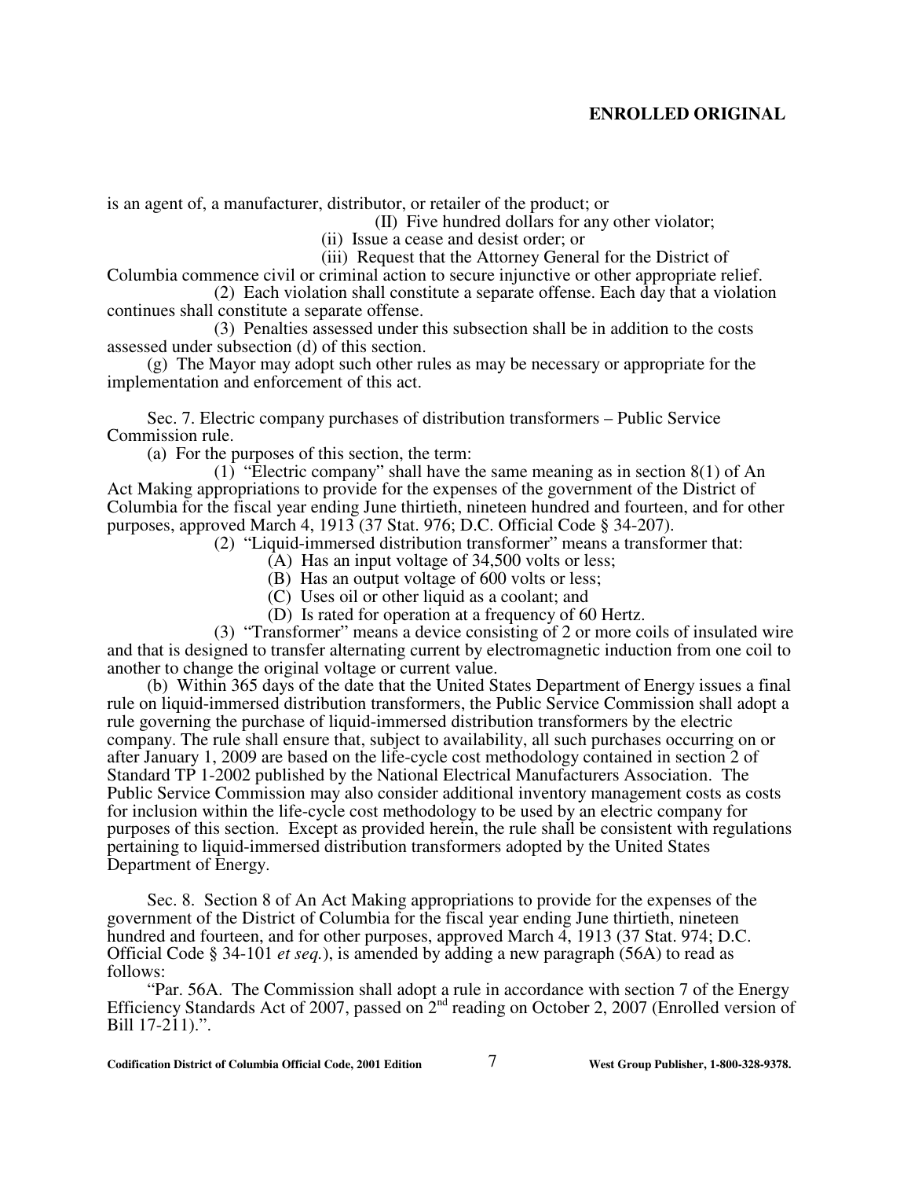is an agent of, a manufacturer, distributor, or retailer of the product; or

(II) Five hundred dollars for any other violator;

(ii) Issue a cease and desist order; or

(iii) Request that the Attorney General for the District of Columbia commence civil or criminal action to secure injunctive or other appropriate relief.

(2) Each violation shall constitute a separate offense. Each day that a violation continues shall constitute a separate offense.

(3) Penalties assessed under this subsection shall be in addition to the costs assessed under subsection (d) of this section.

(g) The Mayor may adopt such other rules as may be necessary or appropriate for the implementation and enforcement of this act.

Sec. 7. Electric company purchases of distribution transformers – Public Service Commission rule.

(a) For the purposes of this section, the term:

(1) "Electric company" shall have the same meaning as in section 8(1) of An Act Making appropriations to provide for the expenses of the government of the District of Columbia for the fiscal year ending June thirtieth, nineteen hundred and fourteen, and for other purposes, approved March 4, 1913 (37 Stat. 976; D.C. Official Code § 34-207).

(2) "Liquid-immersed distribution transformer" means a transformer that:

(A) Has an input voltage of 34,500 volts or less;

(B) Has an output voltage of 600 volts or less;

(C) Uses oil or other liquid as a coolant; and

(D) Is rated for operation at a frequency of 60 Hertz.

(3) "Transformer" means a device consisting of 2 or more coils of insulated wire and that is designed to transfer alternating current by electromagnetic induction from one coil to another to change the original voltage or current value.

(b) Within 365 days of the date that the United States Department of Energy issues a final rule on liquid-immersed distribution transformers, the Public Service Commission shall adopt a rule governing the purchase of liquid-immersed distribution transformers by the electric company. The rule shall ensure that, subject to availability, all such purchases occurring on or after January 1, 2009 are based on the life-cycle cost methodology contained in section 2 of Standard TP 1-2002 published by the National Electrical Manufacturers Association. The Public Service Commission may also consider additional inventory management costs as costs for inclusion within the life-cycle cost methodology to be used by an electric company for purposes of this section. Except as provided herein, the rule shall be consistent with regulations pertaining to liquid-immersed distribution transformers adopted by the United States Department of Energy.

Sec. 8. Section 8 of An Act Making appropriations to provide for the expenses of the government of the District of Columbia for the fiscal year ending June thirtieth, nineteen hundred and fourteen, and for other purposes, approved March 4, 1913 (37 Stat. 974; D.C. Official Code § 34-101 *et seq.*), is amended by adding a new paragraph (56A) to read as follows:

"Par. 56A. The Commission shall adopt a rule in accordance with section 7 of the Energy Efficiency Standards Act of 2007, passed on 2nd reading on October 2, 2007 (Enrolled version of Bill 17-211).".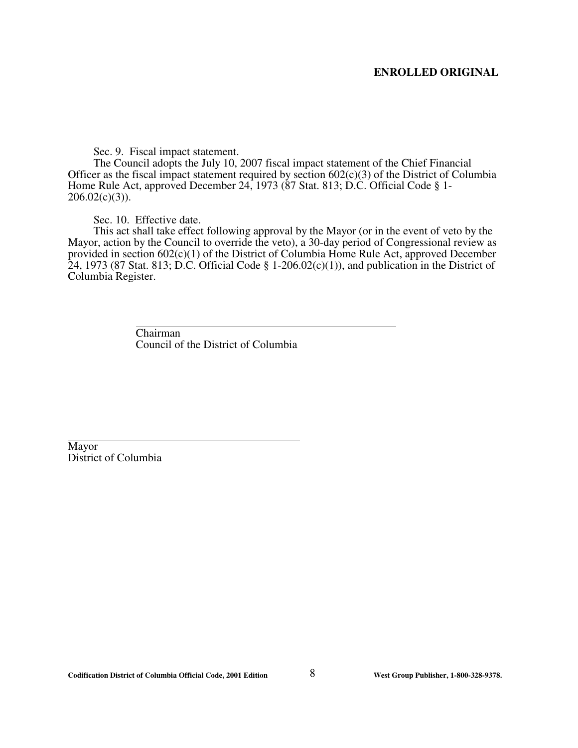Sec. 9. Fiscal impact statement.

The Council adopts the July 10, 2007 fiscal impact statement of the Chief Financial Officer as the fiscal impact statement required by section 602(c)(3) of the District of Columbia Home Rule Act, approved December 24, 1973 (87 Stat. 813; D.C. Official Code § 1-206.02(c)(3)).

Sec. 10. Effective date.

This act shall take effect following approval by the Mayor (or in the event of veto by the Mayor, action by the Council to override the veto), a 30-day period of Congressional review as provided in section 602(c)(1) of the District of Columbia Home Rule Act, approved December 24, 1973 (87 Stat. 813; D.C. Official Code § 1-206.02(c)(1)), and publication in the District of Columbia Register.

Chairman
Council of the District of Columbia

Mayor
District of Columbia